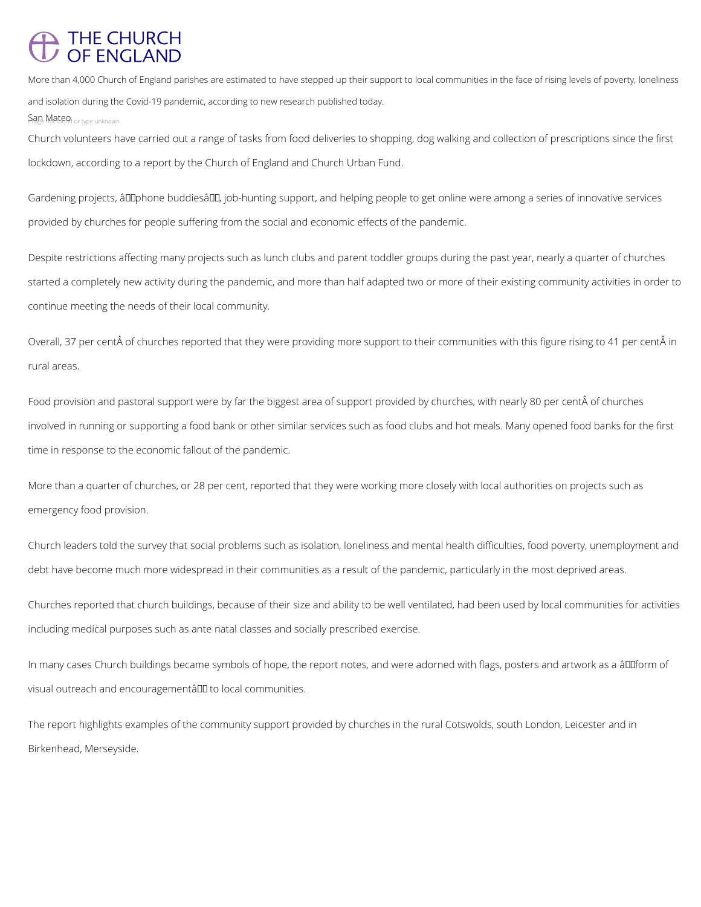# THE CHURCH OF ENGLAND

More than 4,000 Church of England parishes are estimated to have stepped up their support to local communities in the face of rising levels of poverty, loneliness and isolation during the Covid-19 pandemic, according to new research published today.

San Mateo

Church volunteers have carried out a range of tasks from food deliveries to shopping, dog walking and collection of prescriptions since the first lockdown, according to a report by the Church of England and Church Urban Fund.

Gardening projects, âphone buddiesâ, job-hunting support, and helping people to get online were among a series of innovative services provided by churches for people suffering from the social and economic effects of the pandemic.

Despite restrictions affecting many projects such as lunch clubs and parent toddler groups during the past year, nearly a quarter of churches started a completely new activity during the pandemic, and more than half adapted two or more of their existing community activities in order to continue meeting the needs of their local community.

Overall, 37 per centÂ of churches reported that they were providing more support to their communities with this figure rising to 41 per centÂ in rural areas.

Food provision and pastoral support were by far the biggest area of support provided by churches, with nearly 80 per centÂ of churches involved in running or supporting a food bank or other similar services such as food clubs and hot meals. Many opened food banks for the first time in response to the economic fallout of the pandemic.

More than a quarter of churches, or 28 per cent, reported that they were working more closely with local authorities on projects such as emergency food provision.

Church leaders told the survey that social problems such as isolation, loneliness and mental health difficulties, food poverty, unemployment and debt have become much more widespread in their communities as a result of the pandemic, particularly in the most deprived areas.

Churches reported that church buildings, because of their size and ability to be well ventilated, had been used by local communities for activities including medical purposes such as ante natal classes and socially prescribed exercise.

In many cases Church buildings became symbols of hope, the report notes, and were adorned with flags, posters and artwork as a âform of visual outreach and encouragementâ to local communities.

The report highlights examples of the community support provided by churches in the rural Cotswolds, south London, Leicester and in Birkenhead, Merseyside.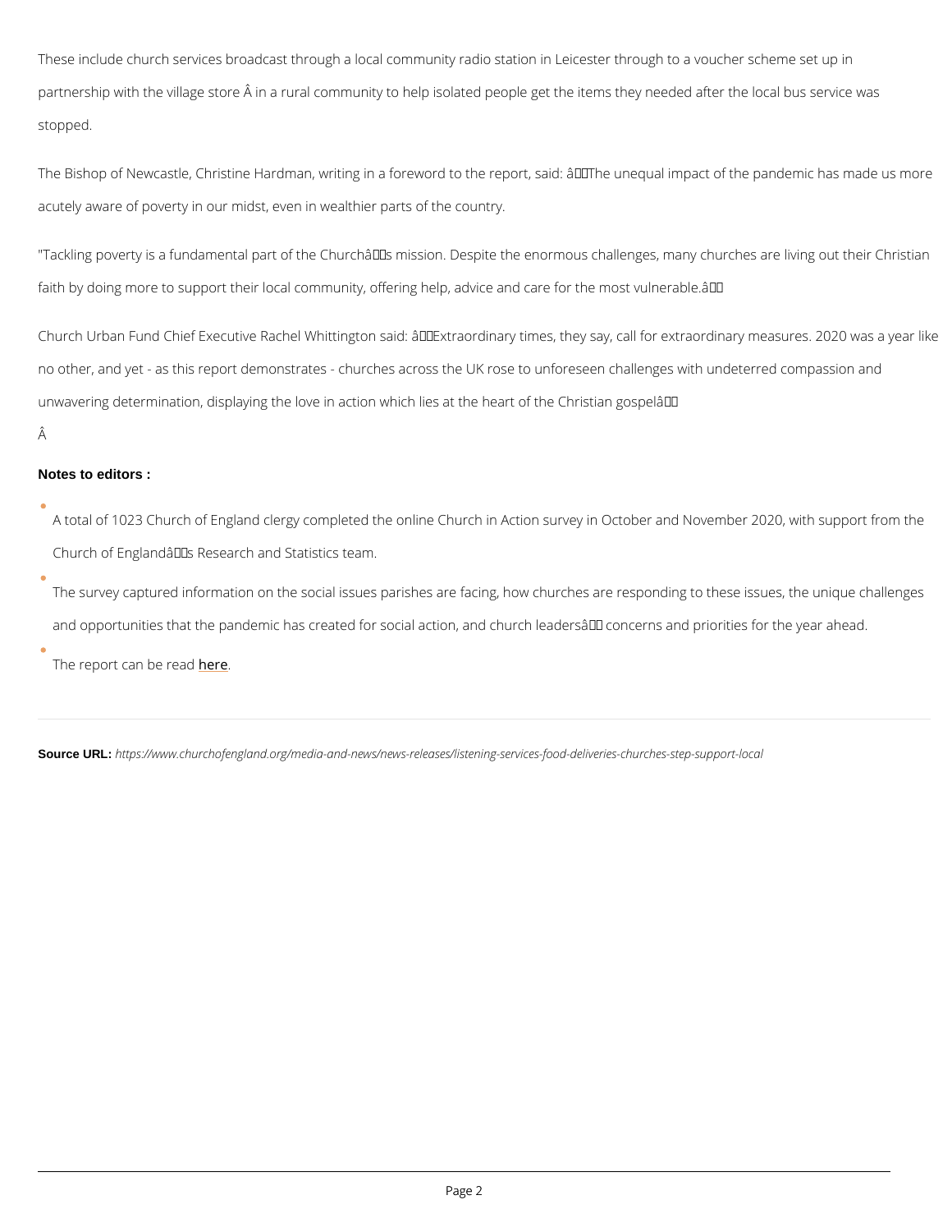These include church services broadcast through a local community radio station in Leicester through to a voucher scheme set up in partnership with the village store Â in a rural community to help isolated people get the items they needed after the local bus service was stopped.

The Bishop of Newcastle, Christine Hardman, writing in a foreword to the report, said: â€œThe unequal impact of the pandemic has made us more acutely aware of poverty in our midst, even in wealthier parts of the country.

"Tackling poverty is a fundamental part of the Churchâ€™s mission. Despite the enormous challenges, many churches are living out their Christian faith by doing more to support their local community, offering help, advice and care for the most vulnerable.â€

Church Urban Fund Chief Executive Rachel Whittington said: â€œExtraordinary times, they say, call for extraordinary measures. 2020 was a year like no other, and yet - as this report demonstrates - churches across the UK rose to unforeseen challenges with undeterred compassion and unwavering determination, displaying the love in action which lies at the heart of the Christian gospelâ€

Â

**Notes to editors :**

- A total of 1023 Church of England clergy completed the online Church in Action survey in October and November 2020, with support from the Church of Englandâ€™s Research and Statistics team.
- The survey captured information on the social issues parishes are facing, how churches are responding to these issues, the unique challenges and opportunities that the pandemic has created for social action, and church leadersâ€™ concerns and priorities for the year ahead.
- The report can be read here.

**Source URL:** *https://www.churchofengland.org/media-and-news/news-releases/listening-services-food-deliveries-churches-step-support-local*